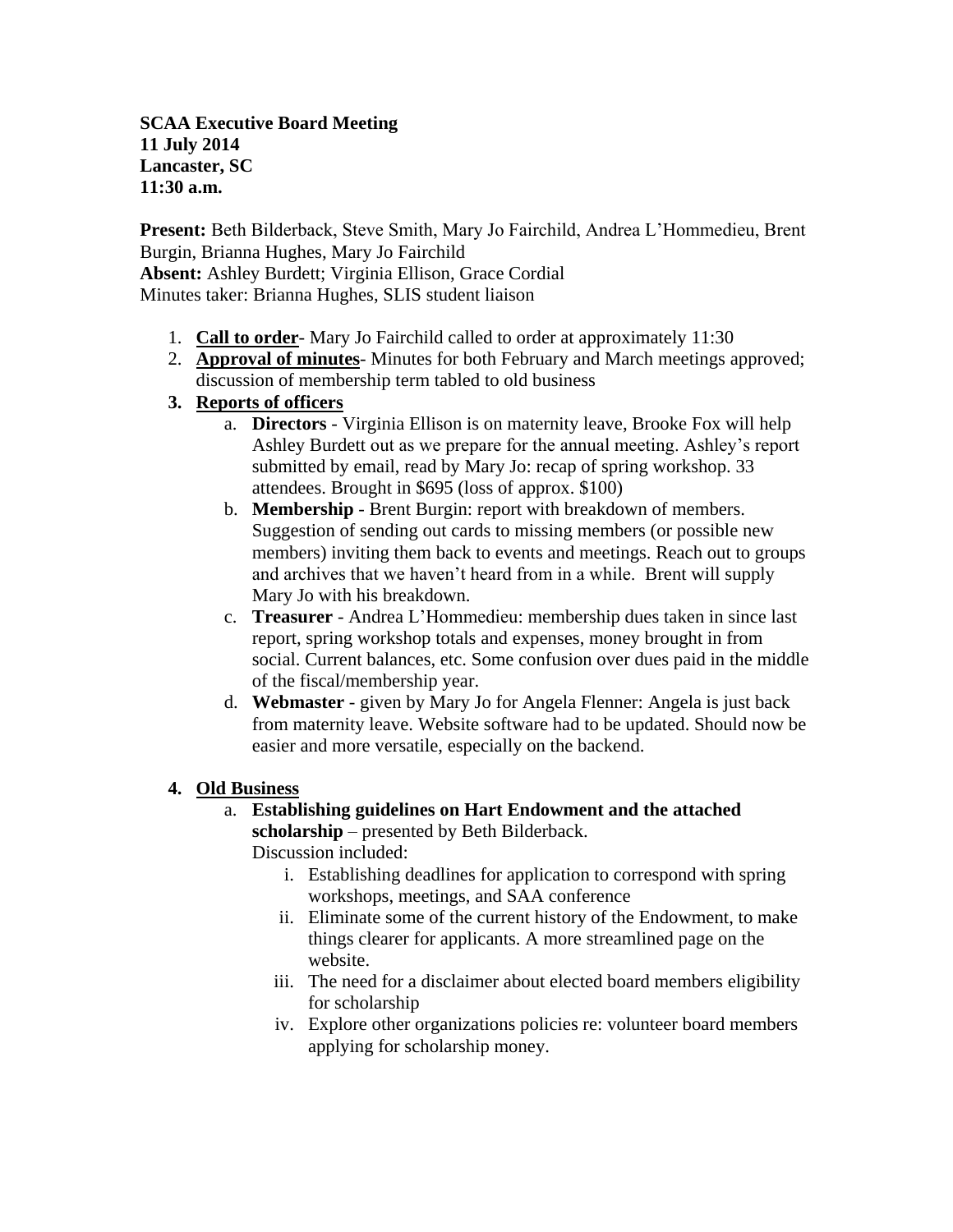**SCAA Executive Board Meeting**
**11 July 2014**
**Lancaster, SC**
**11:30 a.m.**

**Present:** Beth Bilderback, Steve Smith, Mary Jo Fairchild, Andrea L'Hommedieu, Brent Burgin, Brianna Hughes, Mary Jo Fairchild
**Absent:** Ashley Burdett; Virginia Ellison, Grace Cordial
Minutes taker: Brianna Hughes, SLIS student liaison

1. **Call to order**- Mary Jo Fairchild called to order at approximately 11:30
2. **Approval of minutes**- Minutes for both February and March meetings approved; discussion of membership term tabled to old business
3. **Reports of officers**
   a. **Directors** - Virginia Ellison is on maternity leave, Brooke Fox will help Ashley Burdett out as we prepare for the annual meeting. Ashley's report submitted by email, read by Mary Jo: recap of spring workshop. 33 attendees. Brought in $695 (loss of approx. $100)
   b. **Membership** - Brent Burgin: report with breakdown of members. Suggestion of sending out cards to missing members (or possible new members) inviting them back to events and meetings. Reach out to groups and archives that we haven't heard from in a while. Brent will supply Mary Jo with his breakdown.
   c. **Treasurer** - Andrea L'Hommedieu: membership dues taken in since last report, spring workshop totals and expenses, money brought in from social. Current balances, etc. Some confusion over dues paid in the middle of the fiscal/membership year.
   d. **Webmaster** - given by Mary Jo for Angela Flenner: Angela is just back from maternity leave. Website software had to be updated. Should now be easier and more versatile, especially on the backend.
4. **Old Business**
   a. **Establishing guidelines on Hart Endowment and the attached scholarship** – presented by Beth Bilderback.
      Discussion included:
      i. Establishing deadlines for application to correspond with spring workshops, meetings, and SAA conference
      ii. Eliminate some of the current history of the Endowment, to make things clearer for applicants. A more streamlined page on the website.
      iii. The need for a disclaimer about elected board members eligibility for scholarship
      iv. Explore other organizations policies re: volunteer board members applying for scholarship money.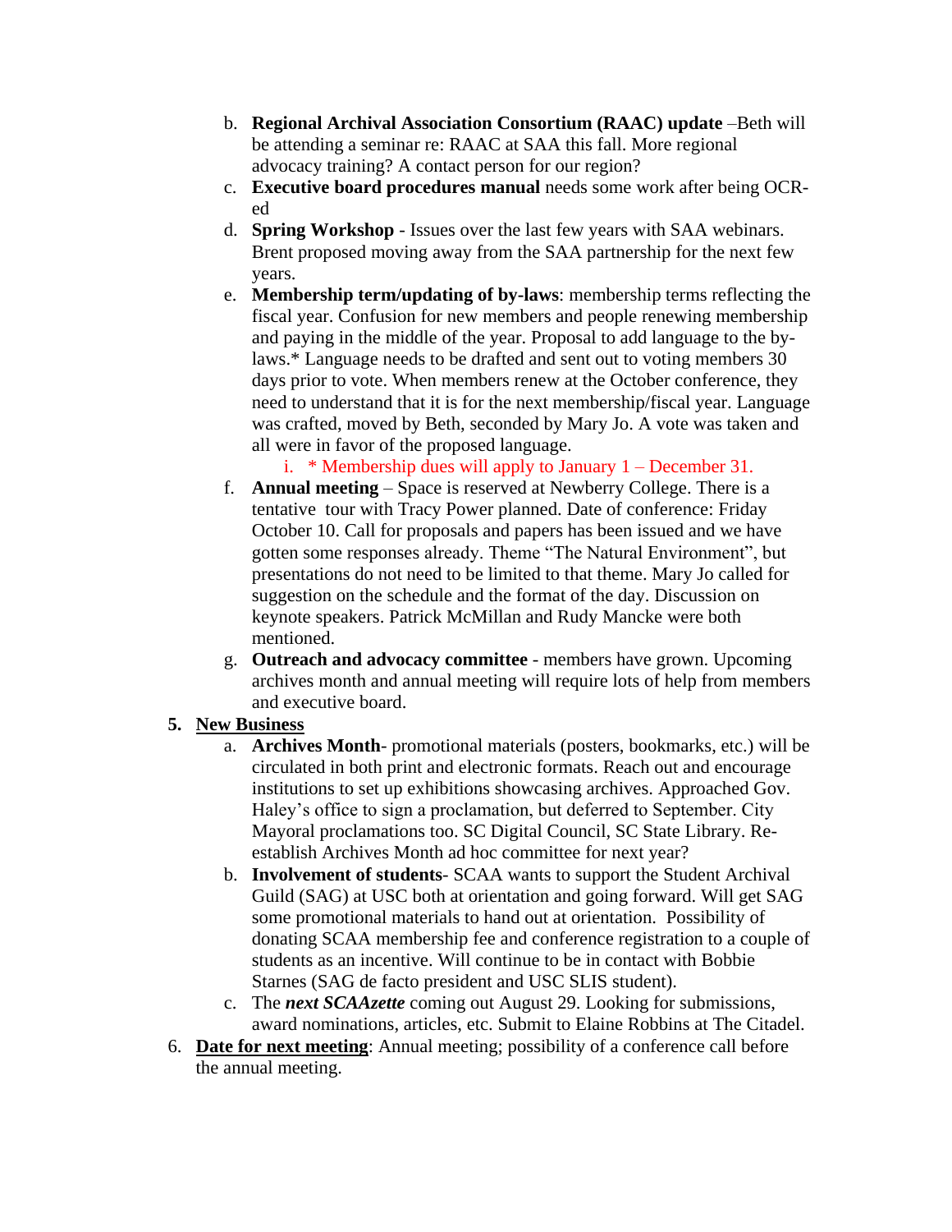b. **Regional Archival Association Consortium (RAAC) update** –Beth will be attending a seminar re: RAAC at SAA this fall. More regional advocacy training? A contact person for our region?

c. **Executive board procedures manual** needs some work after being OCR-ed

d. **Spring Workshop** - Issues over the last few years with SAA webinars. Brent proposed moving away from the SAA partnership for the next few years.

e. **Membership term/updating of by-laws**: membership terms reflecting the fiscal year. Confusion for new members and people renewing membership and paying in the middle of the year. Proposal to add language to the by-laws.* Language needs to be drafted and sent out to voting members 30 days prior to vote. When members renew at the October conference, they need to understand that it is for the next membership/fiscal year. Language was crafted, moved by Beth, seconded by Mary Jo. A vote was taken and all were in favor of the proposed language.

   i. * Membership dues will apply to January 1 – December 31.

f. **Annual meeting** – Space is reserved at Newberry College. There is a tentative tour with Tracy Power planned. Date of conference: Friday October 10. Call for proposals and papers has been issued and we have gotten some responses already. Theme "The Natural Environment", but presentations do not need to be limited to that theme. Mary Jo called for suggestion on the schedule and the format of the day. Discussion on keynote speakers. Patrick McMillan and Rudy Mancke were both mentioned.

g. **Outreach and advocacy committee** - members have grown. Upcoming archives month and annual meeting will require lots of help from members and executive board.

5. **New Business**

   a. **Archives Month**- promotional materials (posters, bookmarks, etc.) will be circulated in both print and electronic formats. Reach out and encourage institutions to set up exhibitions showcasing archives. Approached Gov. Haley's office to sign a proclamation, but deferred to September. City Mayoral proclamations too. SC Digital Council, SC State Library. Re-establish Archives Month ad hoc committee for next year?

   b. **Involvement of students**- SCAA wants to support the Student Archival Guild (SAG) at USC both at orientation and going forward. Will get SAG some promotional materials to hand out at orientation. Possibility of donating SCAA membership fee and conference registration to a couple of students as an incentive. Will continue to be in contact with Bobbie Starnes (SAG de facto president and USC SLIS student).

   c. The ***next SCAAzette*** coming out August 29. Looking for submissions, award nominations, articles, etc. Submit to Elaine Robbins at The Citadel.

6. **Date for next meeting**: Annual meeting; possibility of a conference call before the annual meeting.